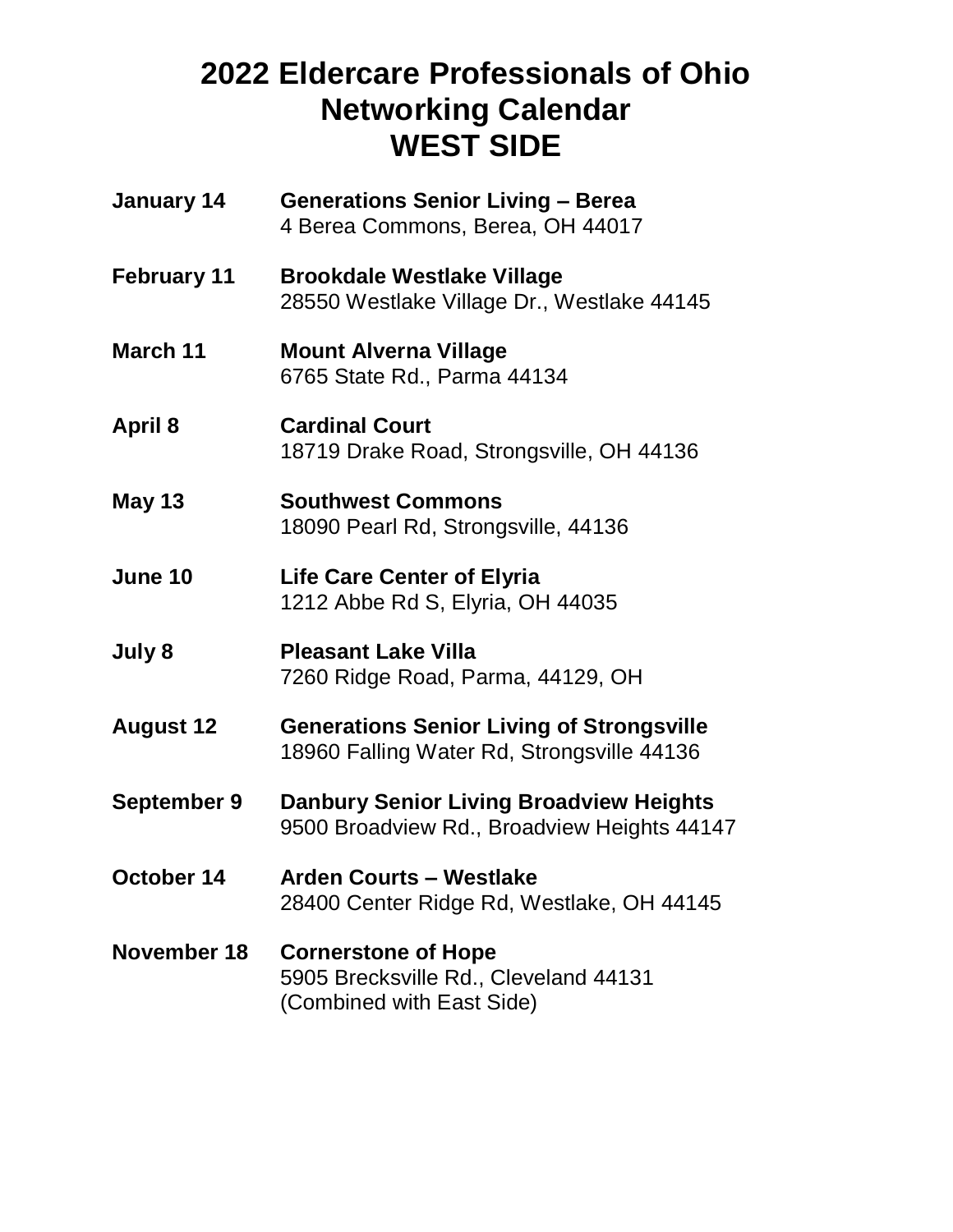# 2022 Eldercare Professionals of Ohio Networking Calendar WEST SIDE

**January 14** **Generations Senior Living – Berea**
4 Berea Commons, Berea, OH 44017

**February 11** **Brookdale Westlake Village**
28550 Westlake Village Dr., Westlake 44145

**March 11** **Mount Alverna Village**
6765 State Rd., Parma 44134

**April 8** **Cardinal Court**
18719 Drake Road, Strongsville, OH 44136

**May 13** **Southwest Commons**
18090 Pearl Rd, Strongsville, 44136

**June 10** **Life Care Center of Elyria**
1212 Abbe Rd S, Elyria, OH 44035

**July 8** **Pleasant Lake Villa**
7260 Ridge Road, Parma, 44129, OH

**August 12** **Generations Senior Living of Strongsville**
18960 Falling Water Rd, Strongsville 44136

**September 9** **Danbury Senior Living Broadview Heights**
9500 Broadview Rd., Broadview Heights 44147

**October 14** **Arden Courts – Westlake**
28400 Center Ridge Rd, Westlake, OH 44145

**November 18** **Cornerstone of Hope**
5905 Brecksville Rd., Cleveland 44131
(Combined with East Side)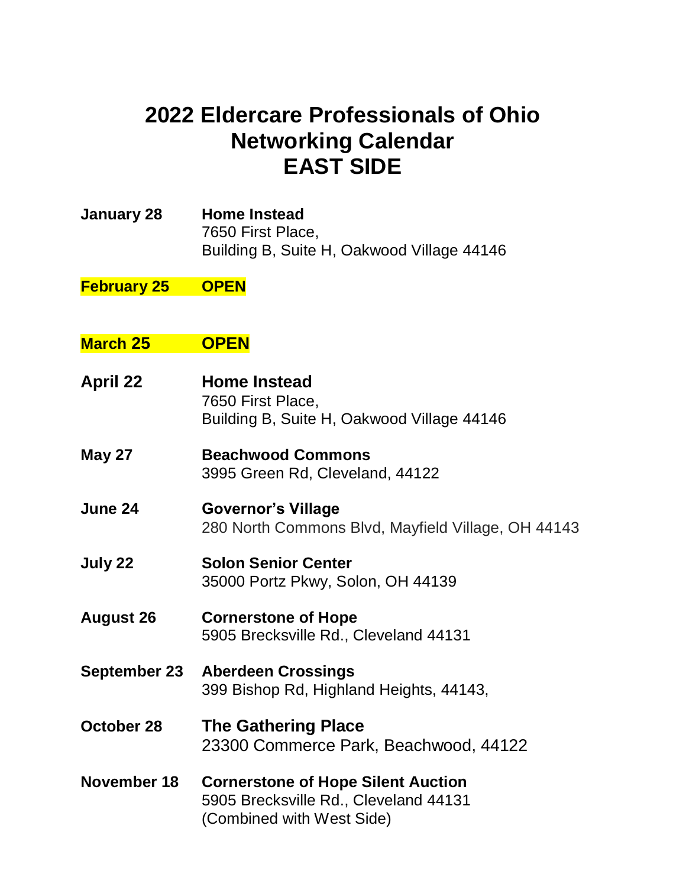# 2022 Eldercare Professionals of Ohio Networking Calendar EAST SIDE

**January 28** **Home Instead**
7650 First Place,
Building B, Suite H, Oakwood Village 44146

**February 25** **OPEN**

**March 25** **OPEN**

**April 22** **Home Instead**
7650 First Place,
Building B, Suite H, Oakwood Village 44146

**May 27** **Beachwood Commons**
3995 Green Rd, Cleveland, 44122

**June 24** **Governor's Village**
280 North Commons Blvd, Mayfield Village, OH 44143

**July 22** **Solon Senior Center**
35000 Portz Pkwy, Solon, OH 44139

**August 26** **Cornerstone of Hope**
5905 Brecksville Rd., Cleveland 44131

**September 23** **Aberdeen Crossings**
399 Bishop Rd, Highland Heights, 44143,

**October 28** **The Gathering Place**
23300 Commerce Park, Beachwood, 44122

**November 18** **Cornerstone of Hope Silent Auction**
5905 Brecksville Rd., Cleveland 44131
(Combined with West Side)